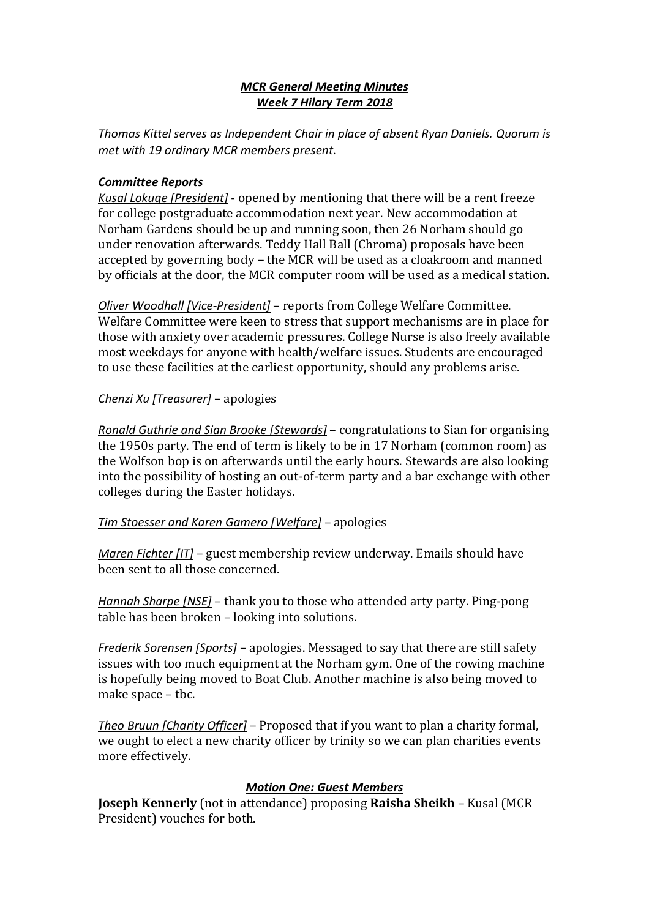***MCR General Meeting Minutes***
***Week 7 Hilary Term 2018***

*Thomas Kittel serves as Independent Chair in place of absent Ryan Daniels. Quorum is met with 19 ordinary MCR members present.*

***Committee Reports***

*Kusal Lokuge [President]* - opened by mentioning that there will be a rent freeze for college postgraduate accommodation next year. New accommodation at Norham Gardens should be up and running soon, then 26 Norham should go under renovation afterwards. Teddy Hall Ball (Chroma) proposals have been accepted by governing body – the MCR will be used as a cloakroom and manned by officials at the door, the MCR computer room will be used as a medical station.

*Oliver Woodhall [Vice-President]* – reports from College Welfare Committee. Welfare Committee were keen to stress that support mechanisms are in place for those with anxiety over academic pressures. College Nurse is also freely available most weekdays for anyone with health/welfare issues. Students are encouraged to use these facilities at the earliest opportunity, should any problems arise.

*Chenzi Xu [Treasurer]* – apologies

*Ronald Guthrie and Sian Brooke [Stewards]* – congratulations to Sian for organising the 1950s party. The end of term is likely to be in 17 Norham (common room) as the Wolfson bop is on afterwards until the early hours. Stewards are also looking into the possibility of hosting an out-of-term party and a bar exchange with other colleges during the Easter holidays.

*Tim Stoesser and Karen Gamero [Welfare]* – apologies

*Maren Fichter [IT]* – guest membership review underway. Emails should have been sent to all those concerned.

*Hannah Sharpe [NSE]* – thank you to those who attended arty party. Ping-pong table has been broken – looking into solutions.

*Frederik Sorensen [Sports]* – apologies. Messaged to say that there are still safety issues with too much equipment at the Norham gym. One of the rowing machine is hopefully being moved to Boat Club. Another machine is also being moved to make space – tbc.

*Theo Bruun [Charity Officer]* – Proposed that if you want to plan a charity formal, we ought to elect a new charity officer by trinity so we can plan charities events more effectively.

***Motion One: Guest Members***

**Joseph Kennerly** (not in attendance) proposing **Raisha Sheikh** – Kusal (MCR President) vouches for both.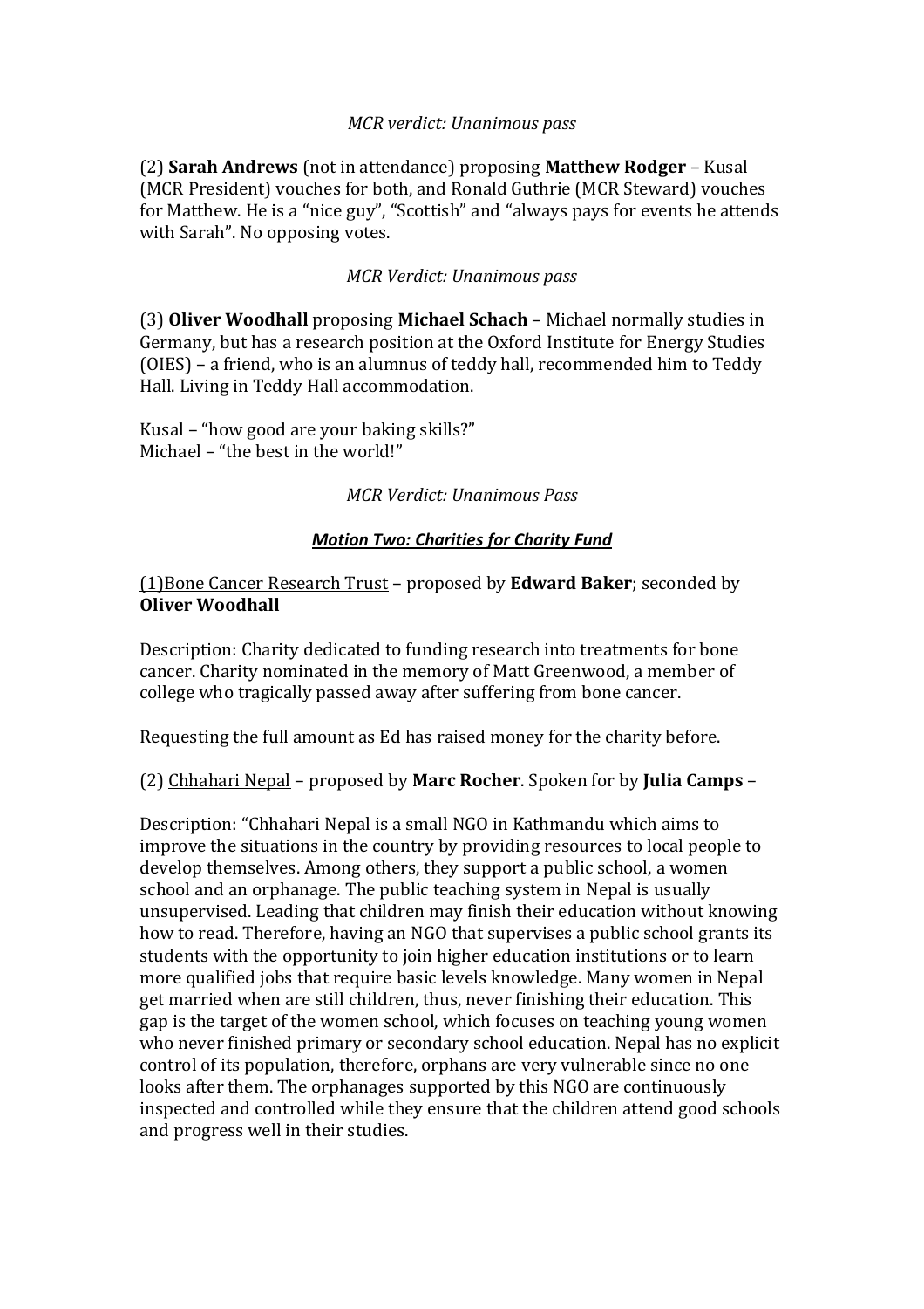*MCR verdict: Unanimous pass*

(2) **Sarah Andrews** (not in attendance) proposing **Matthew Rodger** – Kusal (MCR President) vouches for both, and Ronald Guthrie (MCR Steward) vouches for Matthew. He is a "nice guy", "Scottish" and "always pays for events he attends with Sarah". No opposing votes.

*MCR Verdict: Unanimous pass*

(3) **Oliver Woodhall** proposing **Michael Schach** – Michael normally studies in Germany, but has a research position at the Oxford Institute for Energy Studies (OIES) – a friend, who is an alumnus of teddy hall, recommended him to Teddy Hall. Living in Teddy Hall accommodation.

Kusal – "how good are your baking skills?"
Michael – "the best in the world!"

*MCR Verdict: Unanimous Pass*

***Motion Two: Charities for Charity Fund***

(1)Bone Cancer Research Trust – proposed by **Edward Baker**; seconded by **Oliver Woodhall**

Description: Charity dedicated to funding research into treatments for bone cancer. Charity nominated in the memory of Matt Greenwood, a member of college who tragically passed away after suffering from bone cancer.

Requesting the full amount as Ed has raised money for the charity before.

(2) Chhahari Nepal – proposed by **Marc Rocher**. Spoken for by **Julia Camps** –

Description: "Chhahari Nepal is a small NGO in Kathmandu which aims to improve the situations in the country by providing resources to local people to develop themselves. Among others, they support a public school, a women school and an orphanage. The public teaching system in Nepal is usually unsupervised. Leading that children may finish their education without knowing how to read. Therefore, having an NGO that supervises a public school grants its students with the opportunity to join higher education institutions or to learn more qualified jobs that require basic levels knowledge. Many women in Nepal get married when are still children, thus, never finishing their education. This gap is the target of the women school, which focuses on teaching young women who never finished primary or secondary school education. Nepal has no explicit control of its population, therefore, orphans are very vulnerable since no one looks after them. The orphanages supported by this NGO are continuously inspected and controlled while they ensure that the children attend good schools and progress well in their studies.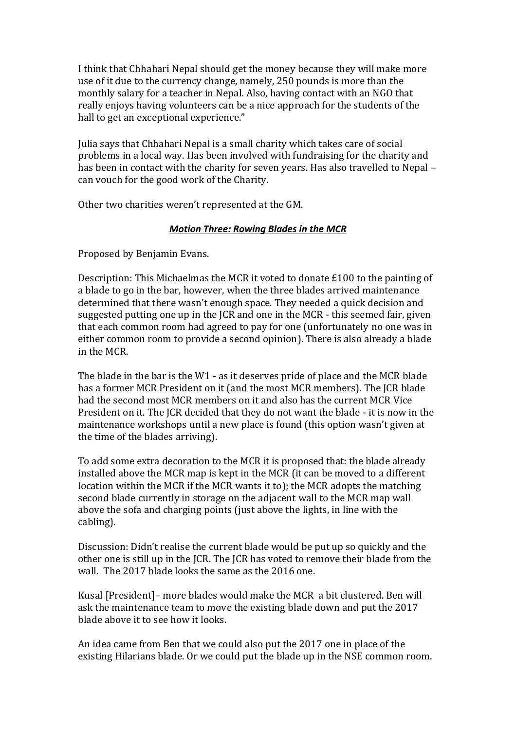I think that Chhahari Nepal should get the money because they will make more use of it due to the currency change, namely, 250 pounds is more than the monthly salary for a teacher in Nepal. Also, having contact with an NGO that really enjoys having volunteers can be a nice approach for the students of the hall to get an exceptional experience."

Julia says that Chhahari Nepal is a small charity which takes care of social problems in a local way. Has been involved with fundraising for the charity and has been in contact with the charity for seven years. Has also travelled to Nepal – can vouch for the good work of the Charity.

Other two charities weren't represented at the GM.

***Motion Three: Rowing Blades in the MCR***

Proposed by Benjamin Evans.

Description: This Michaelmas the MCR it voted to donate £100 to the painting of a blade to go in the bar, however, when the three blades arrived maintenance determined that there wasn't enough space. They needed a quick decision and suggested putting one up in the JCR and one in the MCR - this seemed fair, given that each common room had agreed to pay for one (unfortunately no one was in either common room to provide a second opinion). There is also already a blade in the MCR.

The blade in the bar is the W1 - as it deserves pride of place and the MCR blade has a former MCR President on it (and the most MCR members). The JCR blade had the second most MCR members on it and also has the current MCR Vice President on it. The JCR decided that they do not want the blade - it is now in the maintenance workshops until a new place is found (this option wasn't given at the time of the blades arriving).

To add some extra decoration to the MCR it is proposed that: the blade already installed above the MCR map is kept in the MCR (it can be moved to a different location within the MCR if the MCR wants it to); the MCR adopts the matching second blade currently in storage on the adjacent wall to the MCR map wall above the sofa and charging points (just above the lights, in line with the cabling).

Discussion: Didn't realise the current blade would be put up so quickly and the other one is still up in the JCR. The JCR has voted to remove their blade from the wall. The 2017 blade looks the same as the 2016 one.

Kusal [President]– more blades would make the MCR a bit clustered. Ben will ask the maintenance team to move the existing blade down and put the 2017 blade above it to see how it looks.

An idea came from Ben that we could also put the 2017 one in place of the existing Hilarians blade. Or we could put the blade up in the NSE common room.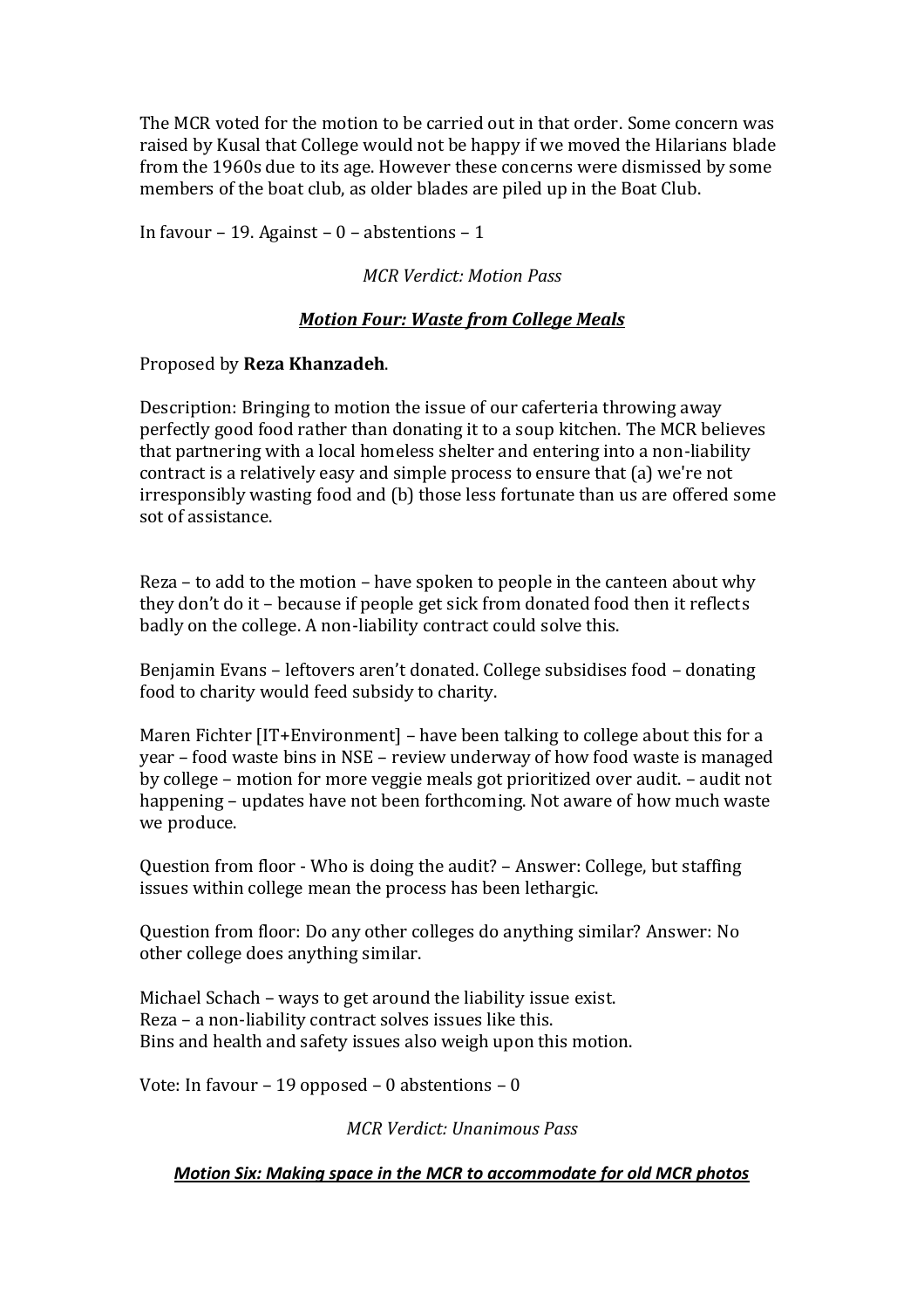The MCR voted for the motion to be carried out in that order. Some concern was raised by Kusal that College would not be happy if we moved the Hilarians blade from the 1960s due to its age. However these concerns were dismissed by some members of the boat club, as older blades are piled up in the Boat Club.

In favour – 19. Against – 0 – abstentions – 1

*MCR Verdict: Motion Pass*

### ***Motion Four: Waste from College Meals***

Proposed by **Reza Khanzadeh**.

Description: Bringing to motion the issue of our caferteria throwing away perfectly good food rather than donating it to a soup kitchen. The MCR believes that partnering with a local homeless shelter and entering into a non-liability contract is a relatively easy and simple process to ensure that (a) we're not irresponsibly wasting food and (b) those less fortunate than us are offered some sot of assistance.

Reza – to add to the motion – have spoken to people in the canteen about why they don't do it – because if people get sick from donated food then it reflects badly on the college. A non-liability contract could solve this.

Benjamin Evans – leftovers aren't donated. College subsidises food – donating food to charity would feed subsidy to charity.

Maren Fichter [IT+Environment] – have been talking to college about this for a year – food waste bins in NSE – review underway of how food waste is managed by college – motion for more veggie meals got prioritized over audit. – audit not happening – updates have not been forthcoming. Not aware of how much waste we produce.

Question from floor - Who is doing the audit? – Answer: College, but staffing issues within college mean the process has been lethargic.

Question from floor: Do any other colleges do anything similar? Answer: No other college does anything similar.

Michael Schach – ways to get around the liability issue exist.
Reza – a non-liability contract solves issues like this.
Bins and health and safety issues also weigh upon this motion.

Vote: In favour – 19 opposed – 0 abstentions – 0

*MCR Verdict: Unanimous Pass*

### ***Motion Six: Making space in the MCR to accommodate for old MCR photos***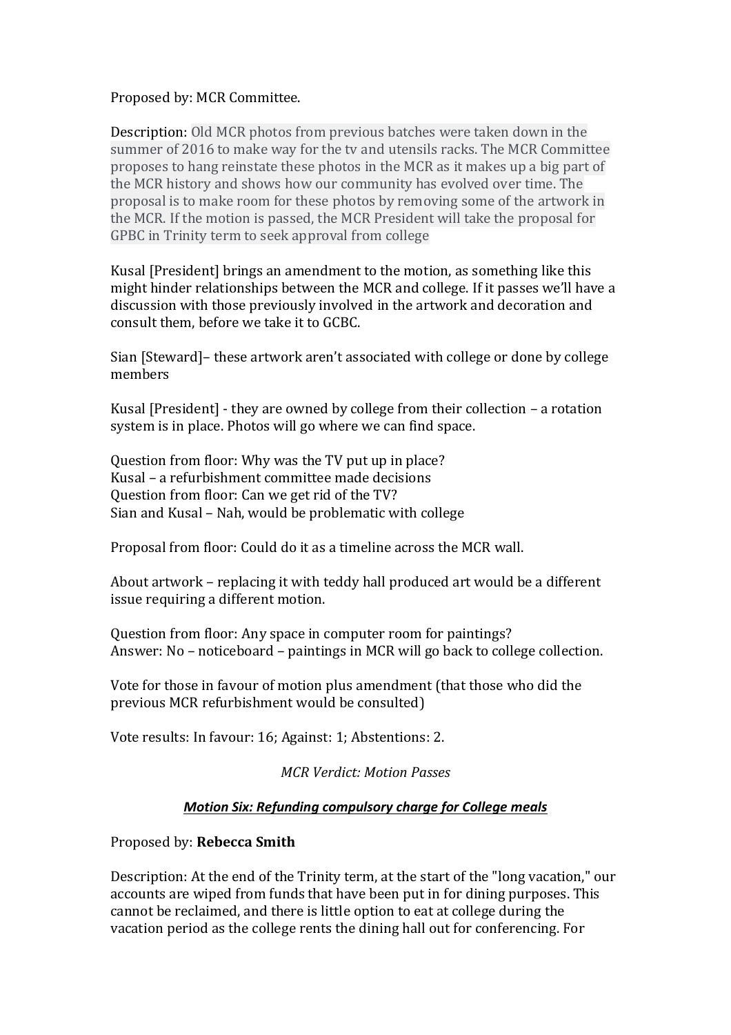Proposed by: MCR Committee.

Description: Old MCR photos from previous batches were taken down in the summer of 2016 to make way for the tv and utensils racks. The MCR Committee proposes to hang reinstate these photos in the MCR as it makes up a big part of the MCR history and shows how our community has evolved over time. The proposal is to make room for these photos by removing some of the artwork in the MCR. If the motion is passed, the MCR President will take the proposal for GPBC in Trinity term to seek approval from college

Kusal [President] brings an amendment to the motion, as something like this might hinder relationships between the MCR and college. If it passes we'll have a discussion with those previously involved in the artwork and decoration and consult them, before we take it to GCBC.

Sian [Steward]– these artwork aren't associated with college or done by college members

Kusal [President] - they are owned by college from their collection – a rotation system is in place. Photos will go where we can find space.

Question from floor: Why was the TV put up in place?
Kusal – a refurbishment committee made decisions
Question from floor: Can we get rid of the TV?
Sian and Kusal – Nah, would be problematic with college

Proposal from floor: Could do it as a timeline across the MCR wall.

About artwork – replacing it with teddy hall produced art would be a different issue requiring a different motion.

Question from floor: Any space in computer room for paintings?
Answer: No – noticeboard – paintings in MCR will go back to college collection.

Vote for those in favour of motion plus amendment (that those who did the previous MCR refurbishment would be consulted)

Vote results: In favour: 16; Against: 1; Abstentions: 2.

*MCR Verdict: Motion Passes*

## ***Motion Six: Refunding compulsory charge for College meals***

Proposed by: **Rebecca Smith**

Description: At the end of the Trinity term, at the start of the "long vacation," our accounts are wiped from funds that have been put in for dining purposes. This cannot be reclaimed, and there is little option to eat at college during the vacation period as the college rents the dining hall out for conferencing. For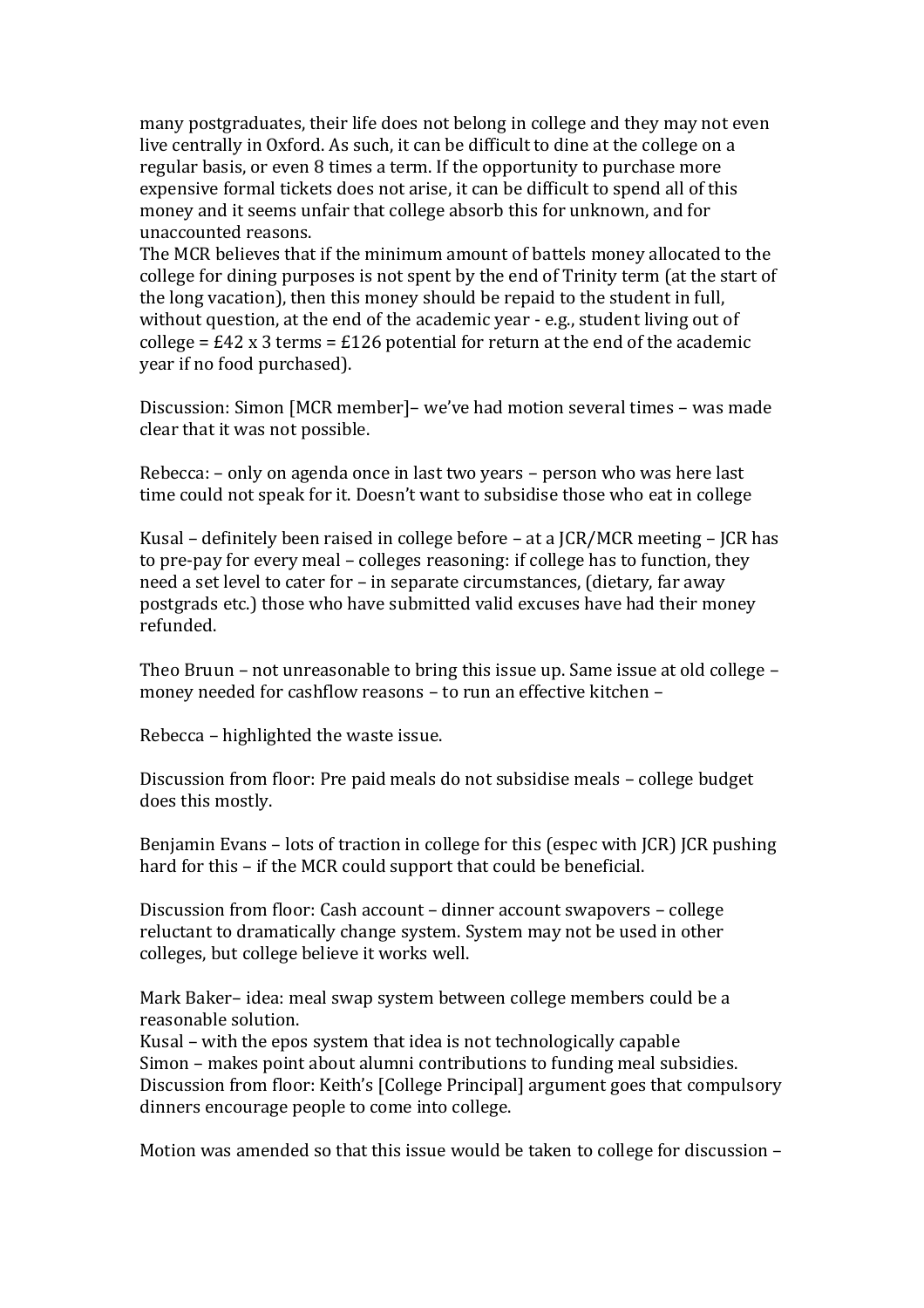many postgraduates, their life does not belong in college and they may not even live centrally in Oxford. As such, it can be difficult to dine at the college on a regular basis, or even 8 times a term. If the opportunity to purchase more expensive formal tickets does not arise, it can be difficult to spend all of this money and it seems unfair that college absorb this for unknown, and for unaccounted reasons.

The MCR believes that if the minimum amount of battels money allocated to the college for dining purposes is not spent by the end of Trinity term (at the start of the long vacation), then this money should be repaid to the student in full, without question, at the end of the academic year - e.g., student living out of college = £42 x 3 terms = £126 potential for return at the end of the academic year if no food purchased).

Discussion: Simon [MCR member]– we've had motion several times – was made clear that it was not possible.

Rebecca: – only on agenda once in last two years – person who was here last time could not speak for it. Doesn't want to subsidise those who eat in college

Kusal – definitely been raised in college before – at a JCR/MCR meeting – JCR has to pre-pay for every meal – colleges reasoning: if college has to function, they need a set level to cater for – in separate circumstances, (dietary, far away postgrads etc.) those who have submitted valid excuses have had their money refunded.

Theo Bruun – not unreasonable to bring this issue up. Same issue at old college – money needed for cashflow reasons – to run an effective kitchen –

Rebecca – highlighted the waste issue.

Discussion from floor: Pre paid meals do not subsidise meals – college budget does this mostly.

Benjamin Evans – lots of traction in college for this (espec with JCR) JCR pushing hard for this – if the MCR could support that could be beneficial.

Discussion from floor: Cash account – dinner account swapovers – college reluctant to dramatically change system. System may not be used in other colleges, but college believe it works well.

Mark Baker– idea: meal swap system between college members could be a reasonable solution.
Kusal – with the epos system that idea is not technologically capable
Simon – makes point about alumni contributions to funding meal subsidies.
Discussion from floor: Keith's [College Principal] argument goes that compulsory dinners encourage people to come into college.

Motion was amended so that this issue would be taken to college for discussion –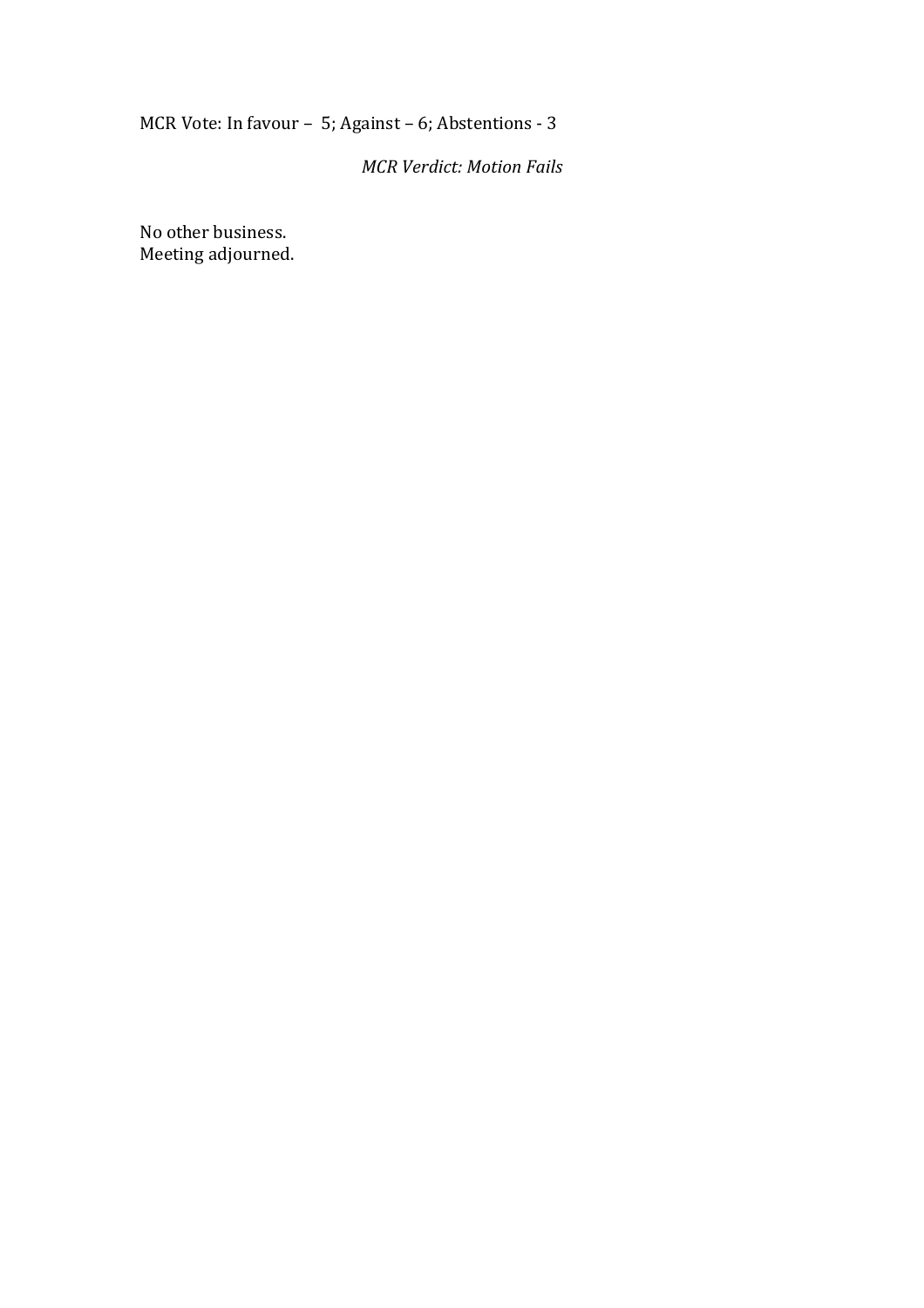MCR Vote: In favour – 5; Against – 6; Abstentions - 3

*MCR Verdict: Motion Fails*

No other business.
Meeting adjourned.